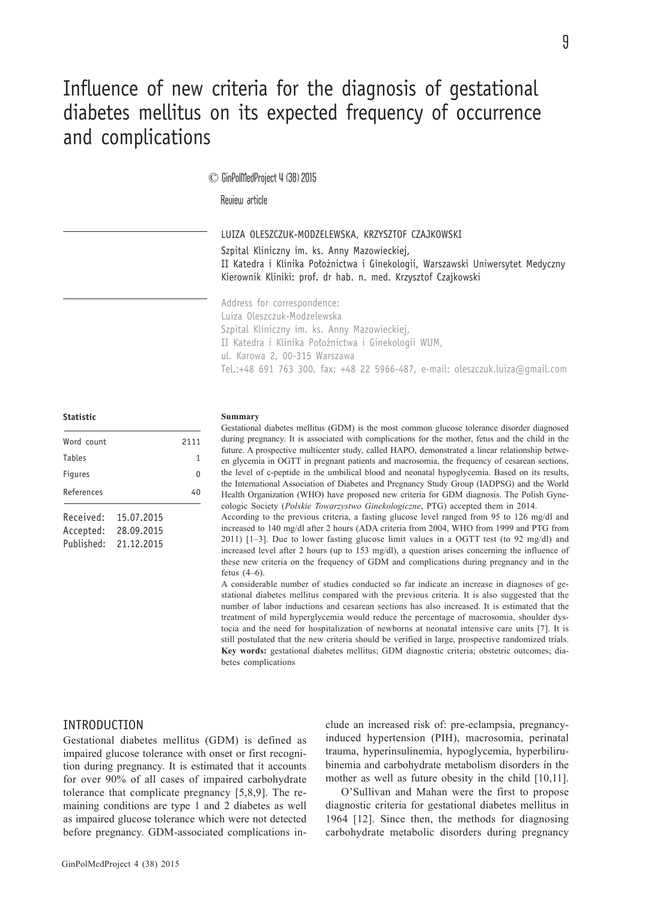# Influence of new criteria for the diagnosis of gestational diabetes mellitus on its expected frequency of occurrence and complications

© GinPolMedProject 4 (38) 2015

Review article

LUIZA OLESZCZUK-MODZELEWSKA, KRZYSZTOF CZAJKOWSKI

Szpital Kliniczny im. ks. Anny Mazowieckiej,
II Katedra i Klinika Położnictwa i Ginekologii, Warszawski Uniwersytet Medyczny
Kierownik Kliniki: prof. dr hab. n. med. Krzysztof Czajkowski

Address for correspondence:
Luiza Oleszczuk-Modzelewska
Szpital Kliniczny im. ks. Anny Mazowieckiej,
II Katedra i Klinika Położnictwa i Ginekologii WUM,
ul. Karowa 2, 00-315 Warszawa
Tel.:+48 691 763 300, fax: +48 22 5966-487, e-mail: oleszczuk.luiza@gmail.com

**Statistic**

| | |
|---|---|
| Word count | 2111 |
| Tables | 1 |
| Figures | 0 |
| References | 40 |

Received: 15.07.2015
Accepted: 28.09.2015
Published: 21.12.2015

**Summary**

Gestational diabetes mellitus (GDM) is the most common glucose tolerance disorder diagnosed during pregnancy. It is associated with complications for the mother, fetus and the child in the future. A prospective multicenter study, called HAPO, demonstrated a linear relationship between glycemia in OGTT in pregnant patients and macrosomia, the frequency of cesarean sections, the level of c-peptide in the umbilical blood and neonatal hypoglycemia. Based on its results, the International Association of Diabetes and Pregnancy Study Group (IADPSG) and the World Health Organization (WHO) have proposed new criteria for GDM diagnosis. The Polish Gynecologic Society (*Polskie Towarzystwo Ginekologiczne*, PTG) accepted them in 2014.

According to the previous criteria, a fasting glucose level ranged from 95 to 126 mg/dl and increased to 140 mg/dl after 2 hours (ADA criteria from 2004, WHO from 1999 and PTG from 2011) [1–3]. Due to lower fasting glucose limit values in a OGTT test (to 92 mg/dl) and increased level after 2 hours (up to 153 mg/dl), a question arises concerning the influence of these new criteria on the frequency of GDM and complications during pregnancy and in the fetus (4–6).

A considerable number of studies conducted so far indicate an increase in diagnoses of gestational diabetes mellitus compared with the previous criteria. It is also suggested that the number of labor inductions and cesarean sections has also increased. It is estimated that the treatment of mild hyperglycemia would reduce the percentage of macrosomia, shoulder dystocia and the need for hospitalization of newborns at neonatal intensive care units [7]. It is still postulated that the new criteria should be verified in large, prospective randomized trials.

**Key words:** gestational diabetes mellitus; GDM diagnostic criteria; obstetric outcomes; diabetes complications

## INTRODUCTION

Gestational diabetes mellitus (GDM) is defined as impaired glucose tolerance with onset or first recognition during pregnancy. It is estimated that it accounts for over 90% of all cases of impaired carbohydrate tolerance that complicate pregnancy [5,8,9]. The remaining conditions are type 1 and 2 diabetes as well as impaired glucose tolerance which were not detected before pregnancy. GDM-associated complications include an increased risk of: pre-eclampsia, pregnancy-induced hypertension (PIH), macrosomia, perinatal trauma, hyperinsulinemia, hypoglycemia, hyperbilirubinemia and carbohydrate metabolism disorders in the mother as well as future obesity in the child [10,11].

O'Sullivan and Mahan were the first to propose diagnostic criteria for gestational diabetes mellitus in 1964 [12]. Since then, the methods for diagnosing carbohydrate metabolic disorders during pregnancy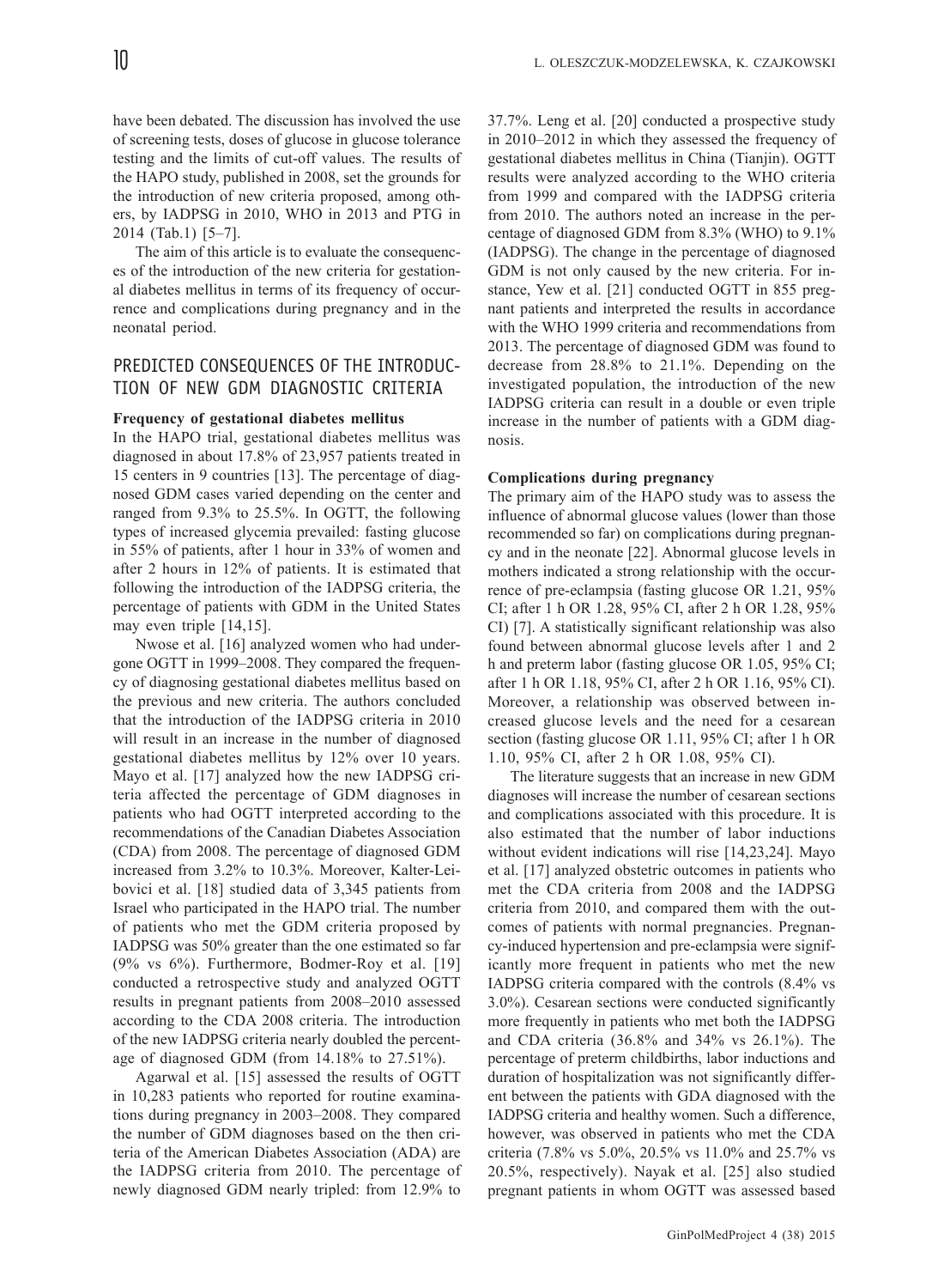have been debated. The discussion has involved the use of screening tests, doses of glucose in glucose tolerance testing and the limits of cut-off values. The results of the HAPO study, published in 2008, set the grounds for the introduction of new criteria proposed, among others, by IADPSG in 2010, WHO in 2013 and PTG in 2014 (Tab.1) [5–7].

The aim of this article is to evaluate the consequences of the introduction of the new criteria for gestational diabetes mellitus in terms of its frequency of occurrence and complications during pregnancy and in the neonatal period.

## PREDICTED CONSEQUENCES OF THE INTRODUCTION OF NEW GDM DIAGNOSTIC CRITERIA

**Frequency of gestational diabetes mellitus**

In the HAPO trial, gestational diabetes mellitus was diagnosed in about 17.8% of 23,957 patients treated in 15 centers in 9 countries [13]. The percentage of diagnosed GDM cases varied depending on the center and ranged from 9.3% to 25.5%. In OGTT, the following types of increased glycemia prevailed: fasting glucose in 55% of patients, after 1 hour in 33% of women and after 2 hours in 12% of patients. It is estimated that following the introduction of the IADPSG criteria, the percentage of patients with GDM in the United States may even triple [14,15].

Nwose et al. [16] analyzed women who had undergone OGTT in 1999–2008. They compared the frequency of diagnosing gestational diabetes mellitus based on the previous and new criteria. The authors concluded that the introduction of the IADPSG criteria in 2010 will result in an increase in the number of diagnosed gestational diabetes mellitus by 12% over 10 years. Mayo et al. [17] analyzed how the new IADPSG criteria affected the percentage of GDM diagnoses in patients who had OGTT interpreted according to the recommendations of the Canadian Diabetes Association (CDA) from 2008. The percentage of diagnosed GDM increased from 3.2% to 10.3%. Moreover, Kalter-Leibovici et al. [18] studied data of 3,345 patients from Israel who participated in the HAPO trial. The number of patients who met the GDM criteria proposed by IADPSG was 50% greater than the one estimated so far (9% vs 6%). Furthermore, Bodmer-Roy et al. [19] conducted a retrospective study and analyzed OGTT results in pregnant patients from 2008–2010 assessed according to the CDA 2008 criteria. The introduction of the new IADPSG criteria nearly doubled the percentage of diagnosed GDM (from 14.18% to 27.51%).

Agarwal et al. [15] assessed the results of OGTT in 10,283 patients who reported for routine examinations during pregnancy in 2003–2008. They compared the number of GDM diagnoses based on the then criteria of the American Diabetes Association (ADA) are the IADPSG criteria from 2010. The percentage of newly diagnosed GDM nearly tripled: from 12.9% to 37.7%. Leng et al. [20] conducted a prospective study in 2010–2012 in which they assessed the frequency of gestational diabetes mellitus in China (Tianjin). OGTT results were analyzed according to the WHO criteria from 1999 and compared with the IADPSG criteria from 2010. The authors noted an increase in the percentage of diagnosed GDM from 8.3% (WHO) to 9.1% (IADPSG). The change in the percentage of diagnosed GDM is not only caused by the new criteria. For instance, Yew et al. [21] conducted OGTT in 855 pregnant patients and interpreted the results in accordance with the WHO 1999 criteria and recommendations from 2013. The percentage of diagnosed GDM was found to decrease from 28.8% to 21.1%. Depending on the investigated population, the introduction of the new IADPSG criteria can result in a double or even triple increase in the number of patients with a GDM diagnosis.

**Complications during pregnancy**

The primary aim of the HAPO study was to assess the influence of abnormal glucose values (lower than those recommended so far) on complications during pregnancy and in the neonate [22]. Abnormal glucose levels in mothers indicated a strong relationship with the occurrence of pre-eclampsia (fasting glucose OR 1.21, 95% CI; after 1 h OR 1.28, 95% CI, after 2 h OR 1.28, 95% CI) [7]. A statistically significant relationship was also found between abnormal glucose levels after 1 and 2 h and preterm labor (fasting glucose OR 1.05, 95% CI; after 1 h OR 1.18, 95% CI, after 2 h OR 1.16, 95% CI). Moreover, a relationship was observed between increased glucose levels and the need for a cesarean section (fasting glucose OR 1.11, 95% CI; after 1 h OR 1.10, 95% CI, after 2 h OR 1.08, 95% CI).

The literature suggests that an increase in new GDM diagnoses will increase the number of cesarean sections and complications associated with this procedure. It is also estimated that the number of labor inductions without evident indications will rise [14,23,24]. Mayo et al. [17] analyzed obstetric outcomes in patients who met the CDA criteria from 2008 and the IADPSG criteria from 2010, and compared them with the outcomes of patients with normal pregnancies. Pregnancy-induced hypertension and pre-eclampsia were significantly more frequent in patients who met the new IADPSG criteria compared with the controls (8.4% vs 3.0%). Cesarean sections were conducted significantly more frequently in patients who met both the IADPSG and CDA criteria (36.8% and 34% vs 26.1%). The percentage of preterm childbirths, labor inductions and duration of hospitalization was not significantly different between the patients with GDA diagnosed with the IADPSG criteria and healthy women. Such a difference, however, was observed in patients who met the CDA criteria (7.8% vs 5.0%, 20.5% vs 11.0% and 25.7% vs 20.5%, respectively). Nayak et al. [25] also studied pregnant patients in whom OGTT was assessed based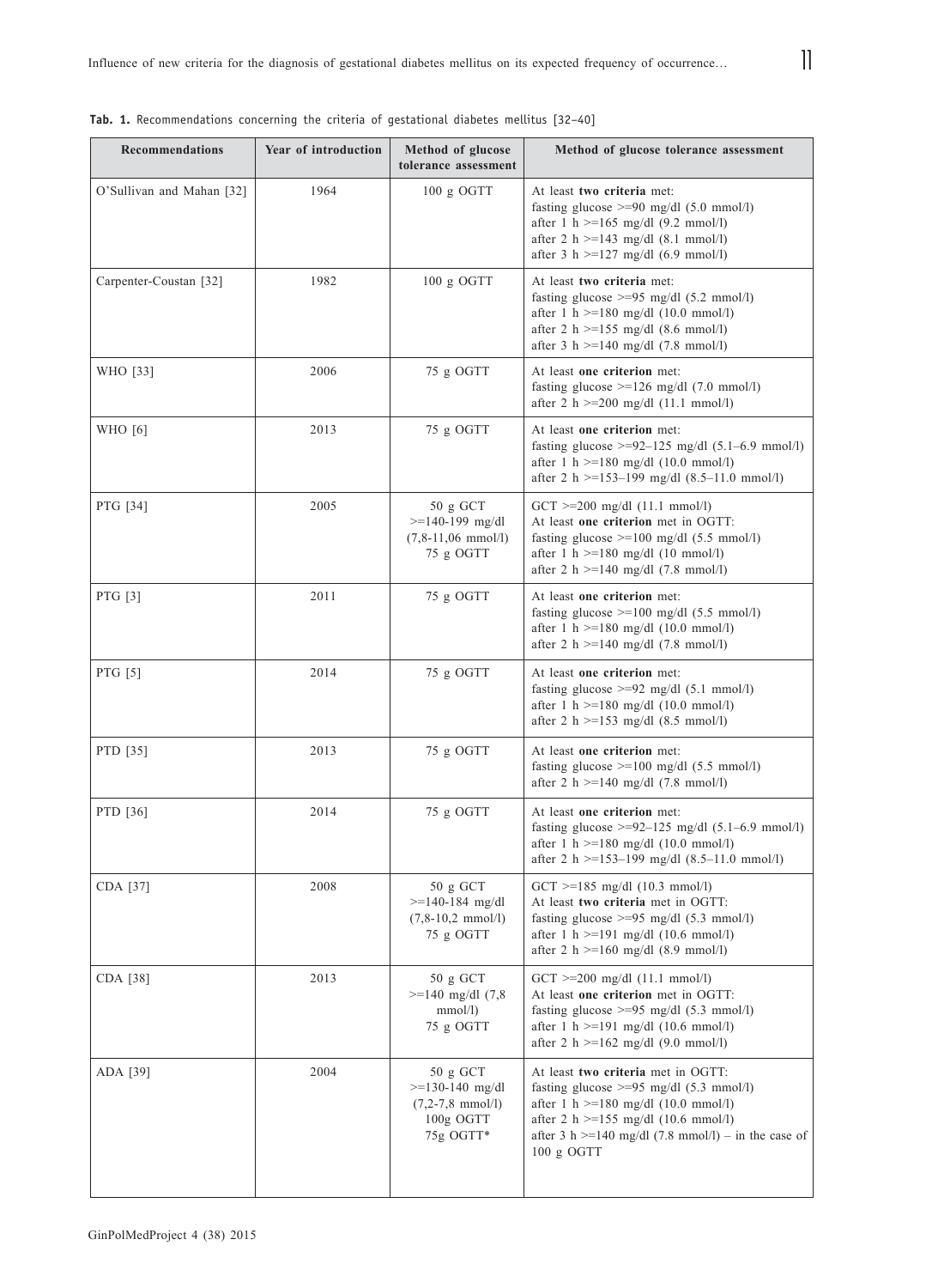**Tab. 1.** Recommendations concerning the criteria of gestational diabetes mellitus [32–40]

| Recommendations | Year of introduction | Method of glucose tolerance assessment | Method of glucose tolerance assessment |
|---|---|---|---|
| O'Sullivan and Mahan [32] | 1964 | 100 g OGTT | At least **two criteria** met:<br>fasting glucose >=90 mg/dl (5.0 mmol/l)<br>after 1 h >=165 mg/dl (9.2 mmol/l)<br>after 2 h >=143 mg/dl (8.1 mmol/l)<br>after 3 h >=127 mg/dl (6.9 mmol/l) |
| Carpenter-Coustan [32] | 1982 | 100 g OGTT | At least **two criteria** met:<br>fasting glucose >=95 mg/dl (5.2 mmol/l)<br>after 1 h >=180 mg/dl (10.0 mmol/l)<br>after 2 h >=155 mg/dl (8.6 mmol/l)<br>after 3 h >=140 mg/dl (7.8 mmol/l) |
| WHO [33] | 2006 | 75 g OGTT | At least **one criterion** met:<br>fasting glucose >=126 mg/dl (7.0 mmol/l)<br>after 2 h >=200 mg/dl (11.1 mmol/l) |
| WHO [6] | 2013 | 75 g OGTT | At least **one criterion** met:<br>fasting glucose >=92–125 mg/dl (5.1–6.9 mmol/l)<br>after 1 h >=180 mg/dl (10.0 mmol/l)<br>after 2 h >=153–199 mg/dl (8.5–11.0 mmol/l) |
| PTG [34] | 2005 | 50 g GCT<br>>=140-199 mg/dl<br>(7,8-11,06 mmol/l)<br>75 g OGTT | GCT >=200 mg/dl (11.1 mmol/l)<br>At least **one criterion** met in OGTT:<br>fasting glucose >=100 mg/dl (5.5 mmol/l)<br>after 1 h >=180 mg/dl (10 mmol/l)<br>after 2 h >=140 mg/dl (7.8 mmol/l) |
| PTG [3] | 2011 | 75 g OGTT | At least **one criterion** met:<br>fasting glucose >=100 mg/dl (5.5 mmol/l)<br>after 1 h >=180 mg/dl (10.0 mmol/l)<br>after 2 h >=140 mg/dl (7.8 mmol/l) |
| PTG [5] | 2014 | 75 g OGTT | At least **one criterion** met:<br>fasting glucose >=92 mg/dl (5.1 mmol/l)<br>after 1 h >=180 mg/dl (10.0 mmol/l)<br>after 2 h >=153 mg/dl (8.5 mmol/l) |
| PTD [35] | 2013 | 75 g OGTT | At least **one criterion** met:<br>fasting glucose >=100 mg/dl (5.5 mmol/l)<br>after 2 h >=140 mg/dl (7.8 mmol/l) |
| PTD [36] | 2014 | 75 g OGTT | At least **one criterion** met:<br>fasting glucose >=92–125 mg/dl (5.1–6.9 mmol/l)<br>after 1 h >=180 mg/dl (10.0 mmol/l)<br>after 2 h >=153–199 mg/dl (8.5–11.0 mmol/l) |
| CDA [37] | 2008 | 50 g GCT<br>>=140-184 mg/dl<br>(7,8-10,2 mmol/l)<br>75 g OGTT | GCT >=185 mg/dl (10.3 mmol/l)<br>At least **two criteria** met in OGTT:<br>fasting glucose >=95 mg/dl (5.3 mmol/l)<br>after 1 h >=191 mg/dl (10.6 mmol/l)<br>after 2 h >=160 mg/dl (8.9 mmol/l) |
| CDA [38] | 2013 | 50 g GCT<br>>=140 mg/dl (7,8 mmol/l)<br>75 g OGTT | GCT >=200 mg/dl (11.1 mmol/l)<br>At least **one criterion** met in OGTT:<br>fasting glucose >=95 mg/dl (5.3 mmol/l)<br>after 1 h >=191 mg/dl (10.6 mmol/l)<br>after 2 h >=162 mg/dl (9.0 mmol/l) |
| ADA [39] | 2004 | 50 g GCT<br>>=130-140 mg/dl<br>(7,2-7,8 mmol/l)<br>100g OGTT<br>75g OGTT* | At least **two criteria** met in OGTT:<br>fasting glucose >=95 mg/dl (5.3 mmol/l)<br>after 1 h >=180 mg/dl (10.0 mmol/l)<br>after 2 h >=155 mg/dl (10.6 mmol/l)<br>after 3 h >=140 mg/dl (7.8 mmol/l) – in the case of 100 g OGTT |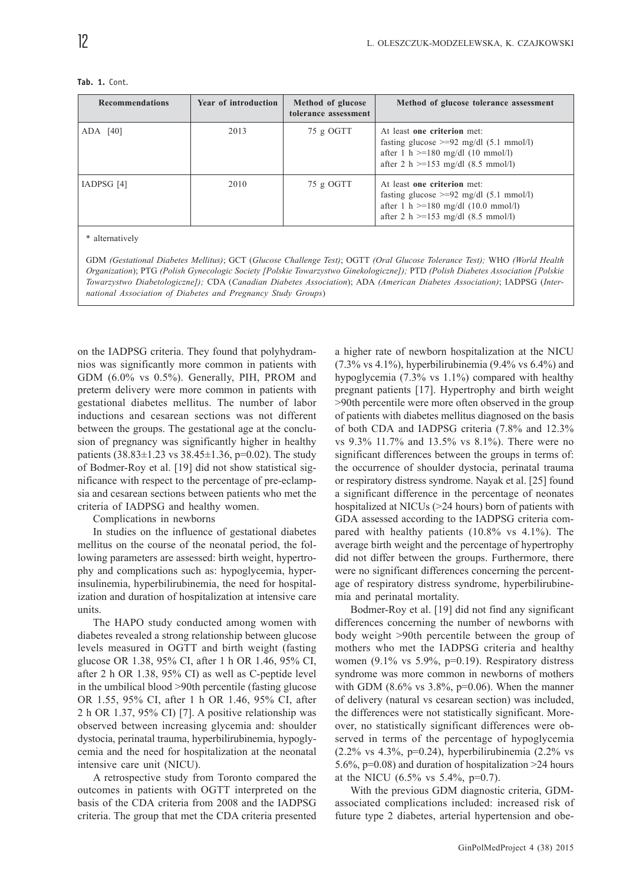**Tab. 1.** Cont.

| Recommendations | Year of introduction | Method of glucose tolerance assessment | Method of glucose tolerance assessment |
|---|---|---|---|
| ADA [40] | 2013 | 75 g OGTT | At least **one criterion** met:<br>fasting glucose >=92 mg/dl (5.1 mmol/l)<br>after 1 h >=180 mg/dl (10 mmol/l)<br>after 2 h >=153 mg/dl (8.5 mmol/l) |
| IADPSG [4] | 2010 | 75 g OGTT | At least **one criterion** met:<br>fasting glucose >=92 mg/dl (5.1 mmol/l)<br>after 1 h >=180 mg/dl (10.0 mmol/l)<br>after 2 h >=153 mg/dl (8.5 mmol/l) |

\* alternatively

GDM *(Gestational Diabetes Mellitus)*; GCT (*Glucose Challenge Test)*; OGTT *(Oral Glucose Tolerance Test);* WHO *(World Health Organization*); PTG *(Polish Gynecologic Society [Polskie Towarzystwo Ginekologiczne]);* PTD *(Polish Diabetes Association [Polskie Towarzystwo Diabetologiczne]);* CDA (*Canadian Diabetes Association*); ADA *(American Diabetes Association)*; IADPSG (*International Association of Diabetes and Pregnancy Study Groups*)

on the IADPSG criteria. They found that polyhydramnios was significantly more common in patients with GDM (6.0% vs 0.5%). Generally, PIH, PROM and preterm delivery were more common in patients with gestational diabetes mellitus. The number of labor inductions and cesarean sections was not different between the groups. The gestational age at the conclusion of pregnancy was significantly higher in healthy patients (38.83±1.23 vs 38.45±1.36, p=0.02). The study of Bodmer-Roy et al. [19] did not show statistical significance with respect to the percentage of pre-eclampsia and cesarean sections between patients who met the criteria of IADPSG and healthy women.

Complications in newborns

In studies on the influence of gestational diabetes mellitus on the course of the neonatal period, the following parameters are assessed: birth weight, hypertrophy and complications such as: hypoglycemia, hyperinsulinemia, hyperbilirubinemia, the need for hospitalization and duration of hospitalization at intensive care units.

The HAPO study conducted among women with diabetes revealed a strong relationship between glucose levels measured in OGTT and birth weight (fasting glucose OR 1.38, 95% CI, after 1 h OR 1.46, 95% CI, after 2 h OR 1.38, 95% CI) as well as C-peptide level in the umbilical blood >90th percentile (fasting glucose OR 1.55, 95% CI, after 1 h OR 1.46, 95% CI, after 2 h OR 1.37, 95% CI) [7]. A positive relationship was observed between increasing glycemia and: shoulder dystocia, perinatal trauma, hyperbilirubinemia, hypoglycemia and the need for hospitalization at the neonatal intensive care unit (NICU).

A retrospective study from Toronto compared the outcomes in patients with OGTT interpreted on the basis of the CDA criteria from 2008 and the IADPSG criteria. The group that met the CDA criteria presented a higher rate of newborn hospitalization at the NICU (7.3% vs 4.1%), hyperbilirubinemia (9.4% vs 6.4%) and hypoglycemia (7.3% vs 1.1%) compared with healthy pregnant patients [17]. Hypertrophy and birth weight >90th percentile were more often observed in the group of patients with diabetes mellitus diagnosed on the basis of both CDA and IADPSG criteria (7.8% and 12.3% vs 9.3% 11.7% and 13.5% vs 8.1%). There were no significant differences between the groups in terms of: the occurrence of shoulder dystocia, perinatal trauma or respiratory distress syndrome. Nayak et al. [25] found a significant difference in the percentage of neonates hospitalized at NICUs (>24 hours) born of patients with GDA assessed according to the IADPSG criteria compared with healthy patients (10.8% vs 4.1%). The average birth weight and the percentage of hypertrophy did not differ between the groups. Furthermore, there were no significant differences concerning the percentage of respiratory distress syndrome, hyperbilirubinemia and perinatal mortality.

Bodmer-Roy et al. [19] did not find any significant differences concerning the number of newborns with body weight >90th percentile between the group of mothers who met the IADPSG criteria and healthy women (9.1% vs 5.9%, p=0.19). Respiratory distress syndrome was more common in newborns of mothers with GDM (8.6% vs 3.8%, p=0.06). When the manner of delivery (natural vs cesarean section) was included, the differences were not statistically significant. Moreover, no statistically significant differences were observed in terms of the percentage of hypoglycemia (2.2% vs 4.3%, p=0.24), hyperbilirubinemia (2.2% vs 5.6%, p=0.08) and duration of hospitalization >24 hours at the NICU (6.5% vs 5.4%, p=0.7).

With the previous GDM diagnostic criteria, GDM-associated complications included: increased risk of future type 2 diabetes, arterial hypertension and obe-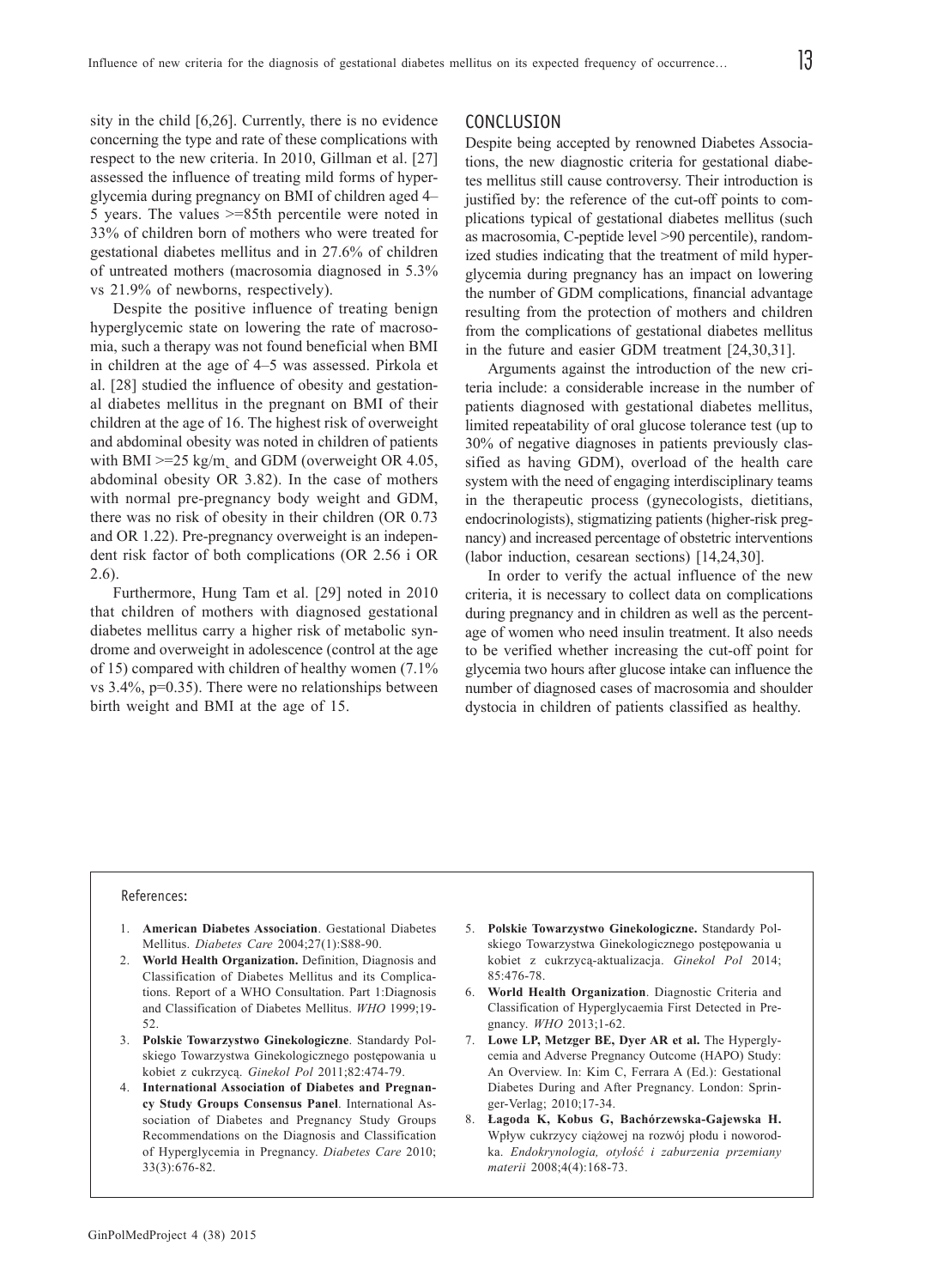sity in the child [6,26]. Currently, there is no evidence concerning the type and rate of these complications with respect to the new criteria. In 2010, Gillman et al. [27] assessed the influence of treating mild forms of hyperglycemia during pregnancy on BMI of children aged 4–5 years. The values >=85th percentile were noted in 33% of children born of mothers who were treated for gestational diabetes mellitus and in 27.6% of children of untreated mothers (macrosomia diagnosed in 5.3% vs 21.9% of newborns, respectively).

Despite the positive influence of treating benign hyperglycemic state on lowering the rate of macrosomia, such a therapy was not found beneficial when BMI in children at the age of 4–5 was assessed. Pirkola et al. [28] studied the influence of obesity and gestational diabetes mellitus in the pregnant on BMI of their children at the age of 16. The highest risk of overweight and abdominal obesity was noted in children of patients with BMI >=25 kg/m¸ and GDM (overweight OR 4.05, abdominal obesity OR 3.82). In the case of mothers with normal pre-pregnancy body weight and GDM, there was no risk of obesity in their children (OR 0.73 and OR 1.22). Pre-pregnancy overweight is an independent risk factor of both complications (OR 2.56 i OR 2.6).

Furthermore, Hung Tam et al. [29] noted in 2010 that children of mothers with diagnosed gestational diabetes mellitus carry a higher risk of metabolic syndrome and overweight in adolescence (control at the age of 15) compared with children of healthy women (7.1% vs 3.4%, $p=0.35$). There were no relationships between birth weight and BMI at the age of 15.

## CONCLUSION

Despite being accepted by renowned Diabetes Associations, the new diagnostic criteria for gestational diabetes mellitus still cause controversy. Their introduction is justified by: the reference of the cut-off points to complications typical of gestational diabetes mellitus (such as macrosomia, C-peptide level >90 percentile), randomized studies indicating that the treatment of mild hyperglycemia during pregnancy has an impact on lowering the number of GDM complications, financial advantage resulting from the protection of mothers and children from the complications of gestational diabetes mellitus in the future and easier GDM treatment [24,30,31].

Arguments against the introduction of the new criteria include: a considerable increase in the number of patients diagnosed with gestational diabetes mellitus, limited repeatability of oral glucose tolerance test (up to 30% of negative diagnoses in patients previously classified as having GDM), overload of the health care system with the need of engaging interdisciplinary teams in the therapeutic process (gynecologists, dietitians, endocrinologists), stigmatizing patients (higher-risk pregnancy) and increased percentage of obstetric interventions (labor induction, cesarean sections) [14,24,30].

In order to verify the actual influence of the new criteria, it is necessary to collect data on complications during pregnancy and in children as well as the percentage of women who need insulin treatment. It also needs to be verified whether increasing the cut-off point for glycemia two hours after glucose intake can influence the number of diagnosed cases of macrosomia and shoulder dystocia in children of patients classified as healthy.

### References:

1. **American Diabetes Association**. Gestational Diabetes Mellitus. *Diabetes Care* 2004;27(1):S88-90.
2. **World Health Organization.** Definition, Diagnosis and Classification of Diabetes Mellitus and its Complications. Report of a WHO Consultation. Part 1:Diagnosis and Classification of Diabetes Mellitus. *WHO* 1999;19-52.
3. **Polskie Towarzystwo Ginekologiczne**. Standardy Polskiego Towarzystwa Ginekologicznego postępowania u kobiet z cukrzycą. *Ginekol Pol* 2011;82:474-79.
4. **International Association of Diabetes and Pregnancy Study Groups Consensus Panel**. International Association of Diabetes and Pregnancy Study Groups Recommendations on the Diagnosis and Classification of Hyperglycemia in Pregnancy. *Diabetes Care* 2010; 33(3):676-82.
5. **Polskie Towarzystwo Ginekologiczne.** Standardy Polskiego Towarzystwa Ginekologicznego postępowania u kobiet z cukrzycą-aktualizacja. *Ginekol Pol* 2014; 85:476-78.
6. **World Health Organization**. Diagnostic Criteria and Classification of Hyperglycaemia First Detected in Pregnancy. *WHO* 2013;1-62.
7. **Lowe LP, Metzger BE, Dyer AR et al.** The Hyperglycemia and Adverse Pregnancy Outcome (HAPO) Study: An Overview. In: Kim C, Ferrara A (Ed.): Gestational Diabetes During and After Pregnancy. London: Springer-Verlag; 2010;17-34.
8. **Łagoda K, Kobus G, Bachórzewska-Gajewska H.** Wpływ cukrzycy ciążowej na rozwój płodu i noworodka. *Endokrynologia, otyłość i zaburzenia przemiany materii* 2008;4(4):168-73.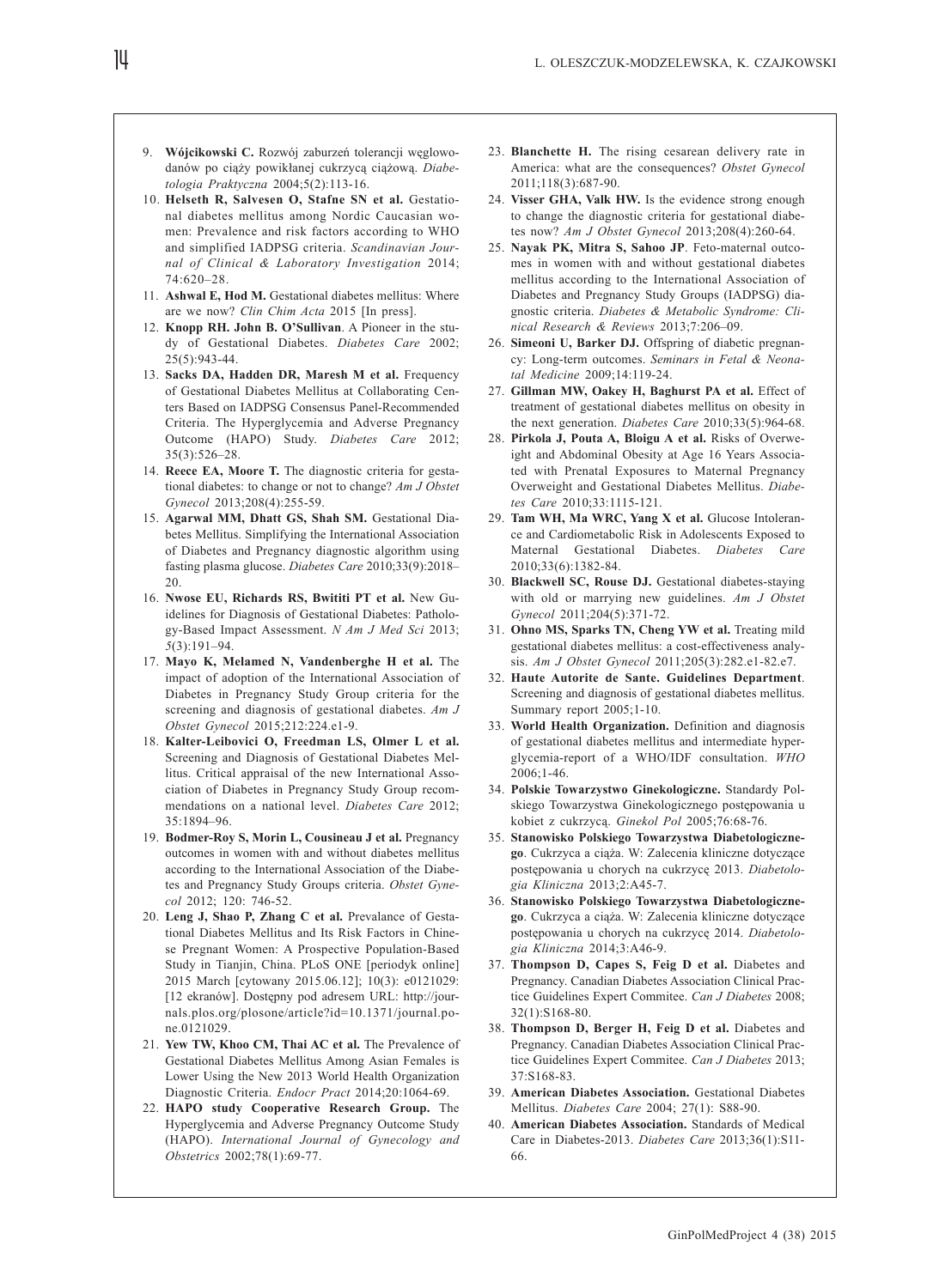9. **Wójcikowski C.** Rozwój zaburzeń tolerancji węglowodanów po ciąży powikłanej cukrzycą ciążową. *Diabetologia Praktyczna* 2004;5(2):113-16.
10. **Helseth R, Salvesen O, Stafne SN et al.** Gestational diabetes mellitus among Nordic Caucasian women: Prevalence and risk factors according to WHO and simplified IADPSG criteria. *Scandinavian Journal of Clinical & Laboratory Investigation* 2014; 74:620–28.
11. **Ashwal E, Hod M.** Gestational diabetes mellitus: Where are we now? *Clin Chim Acta* 2015 [In press].
12. **Knopp RH. John B. O'Sullivan**. A Pioneer in the study of Gestational Diabetes. *Diabetes Care* 2002; 25(5):943-44.
13. **Sacks DA, Hadden DR, Maresh M et al.** Frequency of Gestational Diabetes Mellitus at Collaborating Centers Based on IADPSG Consensus Panel-Recommended Criteria. The Hyperglycemia and Adverse Pregnancy Outcome (HAPO) Study. *Diabetes Care* 2012; 35(3):526–28.
14. **Reece EA, Moore T.** The diagnostic criteria for gestational diabetes: to change or not to change? *Am J Obstet Gynecol* 2013;208(4):255-59.
15. **Agarwal MM, Dhatt GS, Shah SM.** Gestational Diabetes Mellitus. Simplifying the International Association of Diabetes and Pregnancy diagnostic algorithm using fasting plasma glucose. *Diabetes Care* 2010;33(9):2018–20.
16. **Nwose EU, Richards RS, Bwititi PT et al.** New Guidelines for Diagnosis of Gestational Diabetes: Pathology-Based Impact Assessment. *N Am J Med Sci* 2013; *5*(3):191–94.
17. **Mayo K, Melamed N, Vandenberghe H et al.** The impact of adoption of the International Association of Diabetes in Pregnancy Study Group criteria for the screening and diagnosis of gestational diabetes. *Am J Obstet Gynecol* 2015;212:224.e1-9.
18. **Kalter-Leibovici O, Freedman LS, Olmer L et al.** Screening and Diagnosis of Gestational Diabetes Mellitus. Critical appraisal of the new International Association of Diabetes in Pregnancy Study Group recommendations on a national level. *Diabetes Care* 2012; 35:1894–96.
19. **Bodmer-Roy S, Morin L, Cousineau J et al.** Pregnancy outcomes in women with and without diabetes mellitus according to the International Association of the Diabetes and Pregnancy Study Groups criteria. *Obstet Gynecol* 2012; 120: 746-52.
20. **Leng J, Shao P, Zhang C et al.** Prevalance of Gestational Diabetes Mellitus and Its Risk Factors in Chinese Pregnant Women: A Prospective Population-Based Study in Tianjin, China. PLoS ONE [periodyk online] 2015 March [cytowany 2015.06.12]; 10(3): e0121029: [12 ekranów]. Dostępny pod adresem URL: http://journals.plos.org/plosone/article?id=10.1371/journal.pone.0121029.
21. **Yew TW, Khoo CM, Thai AC et al.** The Prevalence of Gestational Diabetes Mellitus Among Asian Females is Lower Using the New 2013 World Health Organization Diagnostic Criteria. *Endocr Pract* 2014;20:1064-69.
22. **HAPO study Cooperative Research Group.** The Hyperglycemia and Adverse Pregnancy Outcome Study (HAPO). *International Journal of Gynecology and Obstetrics* 2002;78(1):69-77.
23. **Blanchette H.** The rising cesarean delivery rate in America: what are the consequences? *Obstet Gynecol* 2011;118(3):687-90.
24. **Visser GHA, Valk HW.** Is the evidence strong enough to change the diagnostic criteria for gestational diabetes now? *Am J Obstet Gynecol* 2013;208(4):260-64.
25. **Nayak PK, Mitra S, Sahoo JP**. Feto-maternal outcomes in women with and without gestational diabetes mellitus according to the International Association of Diabetes and Pregnancy Study Groups (IADPSG) diagnostic criteria. *Diabetes & Metabolic Syndrome: Clinical Research & Reviews* 2013;7:206–09.
26. **Simeoni U, Barker DJ.** Offspring of diabetic pregnancy: Long-term outcomes. *Seminars in Fetal & Neonatal Medicine* 2009;14:119-24.
27. **Gillman MW, Oakey H, Baghurst PA et al.** Effect of treatment of gestational diabetes mellitus on obesity in the next generation. *Diabetes Care* 2010;33(5):964-68.
28. **Pirkola J, Pouta A, Bloigu A et al.** Risks of Overweight and Abdominal Obesity at Age 16 Years Associated with Prenatal Exposures to Maternal Pregnancy Overweight and Gestational Diabetes Mellitus. *Diabetes Care* 2010;33:1115-121.
29. **Tam WH, Ma WRC, Yang X et al.** Glucose Intolerance and Cardiometabolic Risk in Adolescents Exposed to Maternal Gestational Diabetes. *Diabetes Care* 2010;33(6):1382-84.
30. **Blackwell SC, Rouse DJ.** Gestational diabetes-staying with old or marrying new guidelines. *Am J Obstet Gynecol* 2011;204(5):371-72.
31. **Ohno MS, Sparks TN, Cheng YW et al.** Treating mild gestational diabetes mellitus: a cost-effectiveness analysis. *Am J Obstet Gynecol* 2011;205(3):282.e1-82.e7.
32. **Haute Autorite de Sante. Guidelines Department**. Screening and diagnosis of gestational diabetes mellitus. Summary report 2005;1-10.
33. **World Health Organization.** Definition and diagnosis of gestational diabetes mellitus and intermediate hyperglycemia-report of a WHO/IDF consultation. *WHO* 2006;1-46.
34. **Polskie Towarzystwo Ginekologiczne.** Standardy Polskiego Towarzystwa Ginekologicznego postępowania u kobiet z cukrzycą. *Ginekol Pol* 2005;76:68-76.
35. **Stanowisko Polskiego Towarzystwa Diabetologicznego**. Cukrzyca a ciąża. W: Zalecenia kliniczne dotyczące postępowania u chorych na cukrzycę 2013. *Diabetologia Kliniczna* 2013;2:A45-7.
36. **Stanowisko Polskiego Towarzystwa Diabetologicznego**. Cukrzyca a ciąża. W: Zalecenia kliniczne dotyczące postępowania u chorych na cukrzycę 2014. *Diabetologia Kliniczna* 2014;3:A46-9.
37. **Thompson D, Capes S, Feig D et al.** Diabetes and Pregnancy. Canadian Diabetes Association Clinical Practice Guidelines Expert Commitee. *Can J Diabetes* 2008; 32(1):S168-80.
38. **Thompson D, Berger H, Feig D et al.** Diabetes and Pregnancy. Canadian Diabetes Association Clinical Practice Guidelines Expert Commitee. *Can J Diabetes* 2013; 37:S168-83.
39. **American Diabetes Association.** Gestational Diabetes Mellitus. *Diabetes Care* 2004; 27(1): S88-90.
40. **American Diabetes Association.** Standards of Medical Care in Diabetes-2013. *Diabetes Care* 2013;36(1):S11-66.